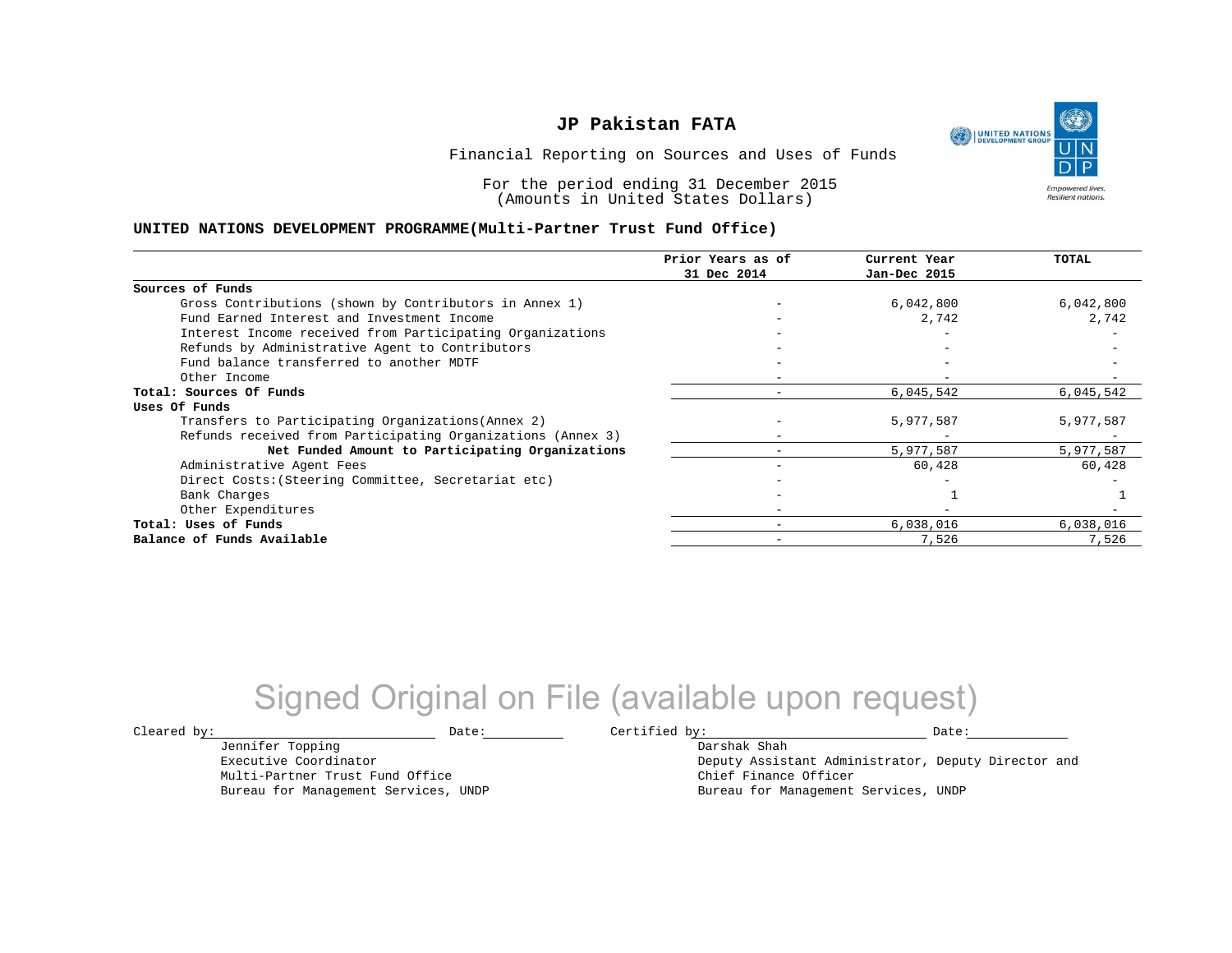# JP Pakistan FATA

Financial Reporting on Sources and Uses of Funds

For the period ending 31 December 2015
(Amounts in United States Dollars)

## UNITED NATIONS DEVELOPMENT PROGRAMME(Multi-Partner Trust Fund Office)

| | Prior Years as of 31 Dec 2014 | Current Year Jan-Dec 2015 | TOTAL |
|---|---|---|---|
| **Sources of Funds** | | | |
| Gross Contributions (shown by Contributors in Annex 1) | - | 6,042,800 | 6,042,800 |
| Fund Earned Interest and Investment Income | - | 2,742 | 2,742 |
| Interest Income received from Participating Organizations | - | - | - |
| Refunds by Administrative Agent to Contributors | - | - | - |
| Fund balance transferred to another MDTF | - | - | - |
| Other Income | - | - | - |
| **Total: Sources Of Funds** | - | 6,045,542 | 6,045,542 |
| **Uses Of Funds** | | | |
| Transfers to Participating Organizations(Annex 2) | - | 5,977,587 | 5,977,587 |
| Refunds received from Participating Organizations (Annex 3) | - | - | - |
| **Net Funded Amount to Participating Organizations** | - | 5,977,587 | 5,977,587 |
| Administrative Agent Fees | - | 60,428 | 60,428 |
| Direct Costs:(Steering Committee, Secretariat etc) | - | - | - |
| Bank Charges | - | 1 | 1 |
| Other Expenditures | - | - | - |
| **Total: Uses of Funds** | - | 6,038,016 | 6,038,016 |
| **Balance of Funds Available** | - | 7,526 | 7,526 |

Signed Original on File (available upon request)

Cleared by: \_\_\_\_\_\_\_\_\_\_\_\_\_\_\_\_ Date: \_\_\_\_\_\_\_\_
Jennifer Topping
Executive Coordinator
Multi-Partner Trust Fund Office
Bureau for Management Services, UNDP

Certified by: \_\_\_\_\_\_\_\_\_\_\_\_\_\_\_\_ Date: \_\_\_\_\_\_\_\_
Darshak Shah
Deputy Assistant Administrator, Deputy Director and
Chief Finance Officer
Bureau for Management Services, UNDP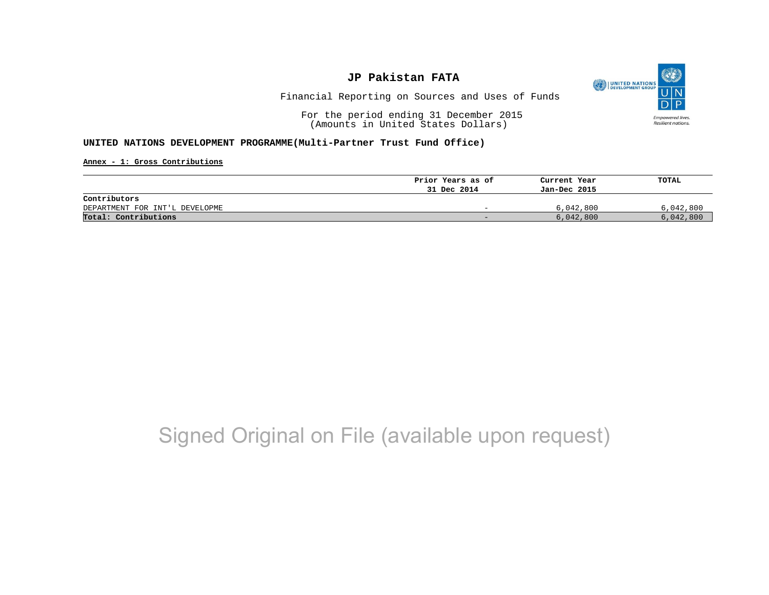# JP Pakistan FATA

Financial Reporting on Sources and Uses of Funds

For the period ending 31 December 2015
(Amounts in United States Dollars)

**UNITED NATIONS DEVELOPMENT PROGRAMME(Multi-Partner Trust Fund Office)**

**Annex - 1: Gross Contributions**

| | Prior Years as of 31 Dec 2014 | Current Year Jan-Dec 2015 | TOTAL |
|---|---|---|---|
| **Contributors** | | | |
| DEPARTMENT FOR INT'L DEVELOPME | - | 6,042,800 | 6,042,800 |
| **Total: Contributions** | - | 6,042,800 | 6,042,800 |

Signed Original on File (available upon request)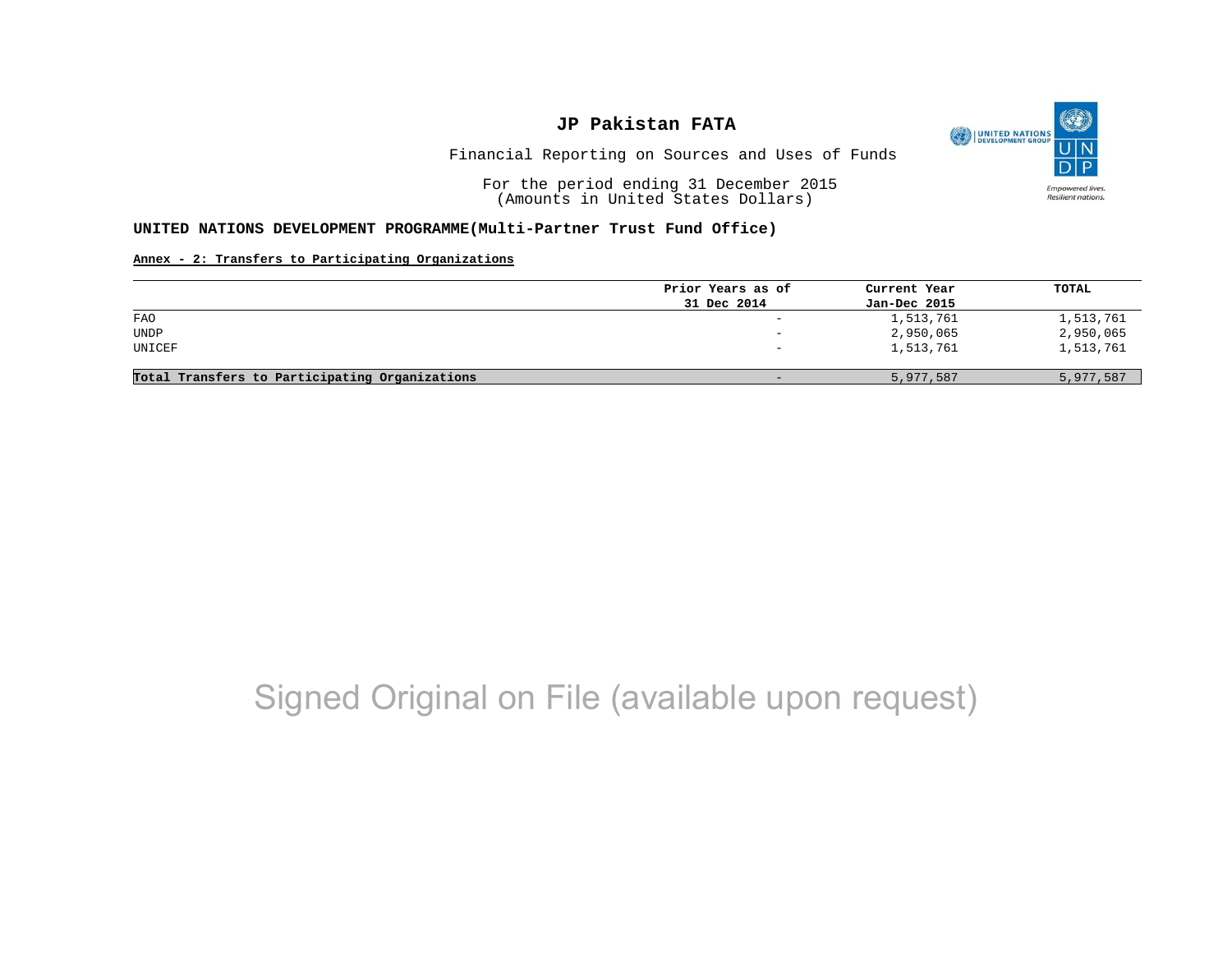# JP Pakistan FATA

Financial Reporting on Sources and Uses of Funds

For the period ending 31 December 2015
(Amounts in United States Dollars)

**UNITED NATIONS DEVELOPMENT PROGRAMME(Multi-Partner Trust Fund Office)**

**Annex - 2: Transfers to Participating Organizations**

| | Prior Years as of 31 Dec 2014 | Current Year Jan-Dec 2015 | TOTAL |
|---|---|---|---|
| FAO | - | 1,513,761 | 1,513,761 |
| UNDP | - | 2,950,065 | 2,950,065 |
| UNICEF | - | 1,513,761 | 1,513,761 |
| **Total Transfers to Participating Organizations** | - | 5,977,587 | 5,977,587 |

Signed Original on File (available upon request)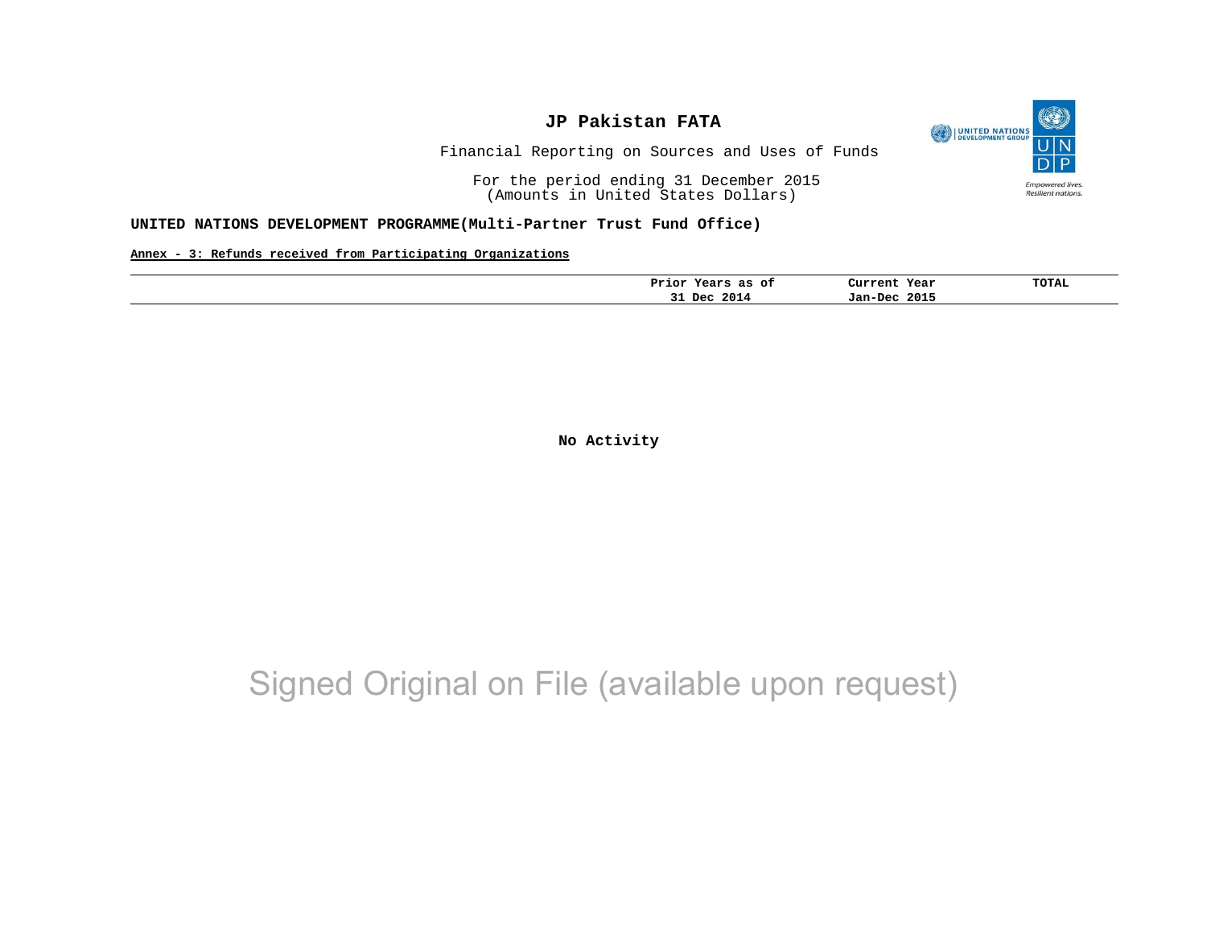# JP Pakistan FATA

Financial Reporting on Sources and Uses of Funds

For the period ending 31 December 2015
(Amounts in United States Dollars)

**UNITED NATIONS DEVELOPMENT PROGRAMME(Multi-Partner Trust Fund Office)**

**Annex - 3: Refunds received from Participating Organizations**

| | Prior Years as of 31 Dec 2014 | Current Year Jan-Dec 2015 | TOTAL |
|---|---|---|---|

**No Activity**

Signed Original on File (available upon request)